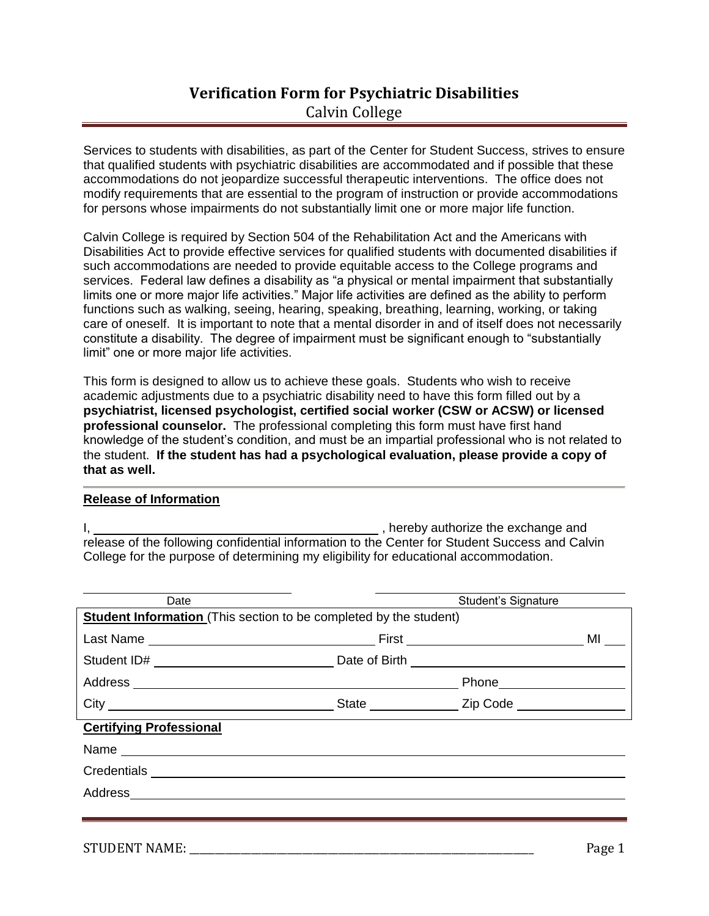# Verification Form for Psychiatric Disabilities

## Calvin College

Services to students with disabilities, as part of the Center for Student Success, strives to ensure that qualified students with psychiatric disabilities are accommodated and if possible that these accommodations do not jeopardize successful therapeutic interventions. The office does not modify requirements that are essential to the program of instruction or provide accommodations for persons whose impairments do not substantially limit one or more major life function.

Calvin College is required by Section 504 of the Rehabilitation Act and the Americans with Disabilities Act to provide effective services for qualified students with documented disabilities if such accommodations are needed to provide equitable access to the College programs and services. Federal law defines a disability as "a physical or mental impairment that substantially limits one or more major life activities." Major life activities are defined as the ability to perform functions such as walking, seeing, hearing, speaking, breathing, learning, working, or taking care of oneself. It is important to note that a mental disorder in and of itself does not necessarily constitute a disability. The degree of impairment must be significant enough to "substantially limit" one or more major life activities.

This form is designed to allow us to achieve these goals. Students who wish to receive academic adjustments due to a psychiatric disability need to have this form filled out by a **psychiatrist, licensed psychologist, certified social worker (CSW or ACSW) or licensed professional counselor.** The professional completing this form must have first hand knowledge of the student's condition, and must be an impartial professional who is not related to the student. **If the student has had a psychological evaluation, please provide a copy of that as well.**

**Release of Information**

I, ______________________________ , hereby authorize the exchange and release of the following confidential information to the Center for Student Success and Calvin College for the purpose of determining my eligibility for educational accommodation.

______________________ Date ______________________ Student's Signature

**Student Information** (This section to be completed by the student)

Last Name ______________________ First ______________________ MI ____

Student ID# ______________________ Date of Birth ______________________

Address ______________________ Phone ______________________

City ______________________ State ____________ Zip Code ______________

**Certifying Professional**

Name ____________________________________________

Credentials ____________________________________________

Address ____________________________________________

STUDENT NAME: ____________________________________________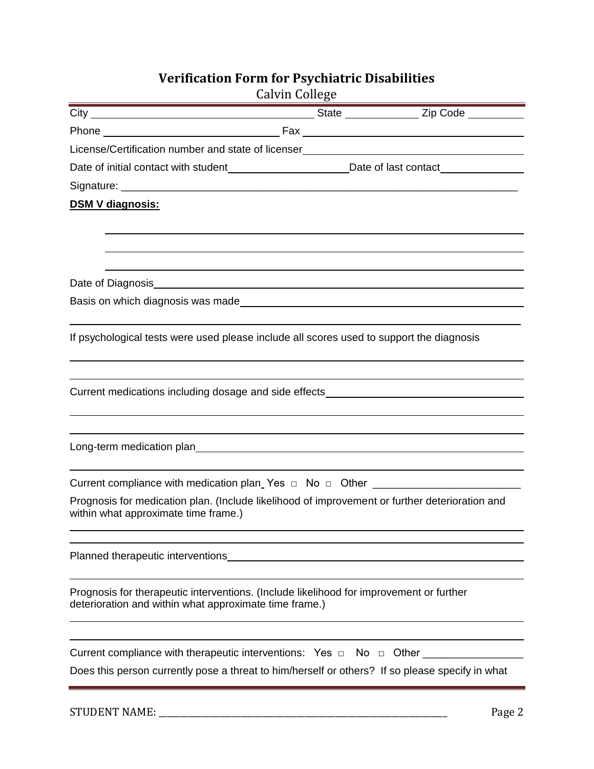# Verification Form for Psychiatric Disabilities

Calvin College

City \_\_\_\_\_\_\_\_\_\_\_\_\_\_\_\_\_\_\_\_\_\_\_\_\_\_\_\_\_\_ State \_\_\_\_\_\_\_\_\_\_ Zip Code \_\_\_\_\_\_\_\_

Phone \_\_\_\_\_\_\_\_\_\_\_\_\_\_\_\_\_\_\_\_\_\_\_\_ Fax \_\_\_\_\_\_\_\_\_\_\_\_\_\_\_\_\_\_\_\_\_\_\_\_\_\_\_\_\_\_

License/Certification number and state of licenser \_\_\_\_\_\_\_\_\_\_\_\_\_\_\_\_\_\_\_\_\_\_\_\_\_\_\_\_

Date of initial contact with student \_\_\_\_\_\_\_\_\_\_\_\_\_\_\_\_ Date of last contact \_\_\_\_\_\_\_\_\_\_\_\_

Signature: \_\_\_\_\_\_\_\_\_\_\_\_\_\_\_\_\_\_\_\_\_\_\_\_\_\_\_\_\_\_\_\_\_\_\_\_\_\_\_\_\_\_\_\_\_\_\_\_\_\_\_\_\_\_\_\_\_\_\_\_\_\_\_\_\_

**DSM V diagnosis:**

\_\_\_\_\_\_\_\_\_\_\_\_\_\_\_\_\_\_\_\_\_\_\_\_\_\_\_\_\_\_\_\_\_\_\_\_\_\_\_\_\_\_\_\_\_\_\_\_\_\_\_\_\_\_\_\_\_\_\_\_\_\_\_\_\_

\_\_\_\_\_\_\_\_\_\_\_\_\_\_\_\_\_\_\_\_\_\_\_\_\_\_\_\_\_\_\_\_\_\_\_\_\_\_\_\_\_\_\_\_\_\_\_\_\_\_\_\_\_\_\_\_\_\_\_\_\_\_\_\_\_

\_\_\_\_\_\_\_\_\_\_\_\_\_\_\_\_\_\_\_\_\_\_\_\_\_\_\_\_\_\_\_\_\_\_\_\_\_\_\_\_\_\_\_\_\_\_\_\_\_\_\_\_\_\_\_\_\_\_\_\_\_\_\_\_\_

Date of Diagnosis \_\_\_\_\_\_\_\_\_\_\_\_\_\_\_\_\_\_\_\_\_\_\_\_\_\_\_\_\_\_\_\_\_\_\_\_\_\_\_\_\_\_\_\_\_\_\_\_\_\_\_\_\_\_\_\_

Basis on which diagnosis was made \_\_\_\_\_\_\_\_\_\_\_\_\_\_\_\_\_\_\_\_\_\_\_\_\_\_\_\_\_\_\_\_\_\_\_\_\_\_\_\_

\_\_\_\_\_\_\_\_\_\_\_\_\_\_\_\_\_\_\_\_\_\_\_\_\_\_\_\_\_\_\_\_\_\_\_\_\_\_\_\_\_\_\_\_\_\_\_\_\_\_\_\_\_\_\_\_\_\_\_\_\_\_\_\_\_\_\_\_\_\_

If psychological tests were used please include all scores used to support the diagnosis

\_\_\_\_\_\_\_\_\_\_\_\_\_\_\_\_\_\_\_\_\_\_\_\_\_\_\_\_\_\_\_\_\_\_\_\_\_\_\_\_\_\_\_\_\_\_\_\_\_\_\_\_\_\_\_\_\_\_\_\_\_\_\_\_\_\_\_\_\_\_

\_\_\_\_\_\_\_\_\_\_\_\_\_\_\_\_\_\_\_\_\_\_\_\_\_\_\_\_\_\_\_\_\_\_\_\_\_\_\_\_\_\_\_\_\_\_\_\_\_\_\_\_\_\_\_\_\_\_\_\_\_\_\_\_\_\_\_\_\_\_

Current medications including dosage and side effects \_\_\_\_\_\_\_\_\_\_\_\_\_\_\_\_\_\_\_\_\_\_\_\_\_\_\_\_

\_\_\_\_\_\_\_\_\_\_\_\_\_\_\_\_\_\_\_\_\_\_\_\_\_\_\_\_\_\_\_\_\_\_\_\_\_\_\_\_\_\_\_\_\_\_\_\_\_\_\_\_\_\_\_\_\_\_\_\_\_\_\_\_\_\_\_\_\_\_

\_\_\_\_\_\_\_\_\_\_\_\_\_\_\_\_\_\_\_\_\_\_\_\_\_\_\_\_\_\_\_\_\_\_\_\_\_\_\_\_\_\_\_\_\_\_\_\_\_\_\_\_\_\_\_\_\_\_\_\_\_\_\_\_\_\_\_\_\_\_

Long-term medication plan \_\_\_\_\_\_\_\_\_\_\_\_\_\_\_\_\_\_\_\_\_\_\_\_\_\_\_\_\_\_\_\_\_\_\_\_\_\_\_\_\_\_\_\_\_\_\_\_\_\_

\_\_\_\_\_\_\_\_\_\_\_\_\_\_\_\_\_\_\_\_\_\_\_\_\_\_\_\_\_\_\_\_\_\_\_\_\_\_\_\_\_\_\_\_\_\_\_\_\_\_\_\_\_\_\_\_\_\_\_\_\_\_\_\_\_\_\_\_\_\_

Current compliance with medication plan Yes □ No □ Other \_\_\_\_\_\_\_\_\_\_\_\_\_\_\_\_\_\_\_\_\_\_\_\_

Prognosis for medication plan. (Include likelihood of improvement or further deterioration and within what approximate time frame.)

\_\_\_\_\_\_\_\_\_\_\_\_\_\_\_\_\_\_\_\_\_\_\_\_\_\_\_\_\_\_\_\_\_\_\_\_\_\_\_\_\_\_\_\_\_\_\_\_\_\_\_\_\_\_\_\_\_\_\_\_\_\_\_\_\_\_\_\_\_\_

\_\_\_\_\_\_\_\_\_\_\_\_\_\_\_\_\_\_\_\_\_\_\_\_\_\_\_\_\_\_\_\_\_\_\_\_\_\_\_\_\_\_\_\_\_\_\_\_\_\_\_\_\_\_\_\_\_\_\_\_\_\_\_\_\_\_\_\_\_\_

Planned therapeutic interventions \_\_\_\_\_\_\_\_\_\_\_\_\_\_\_\_\_\_\_\_\_\_\_\_\_\_\_\_\_\_\_\_\_\_\_\_\_\_\_\_\_\_\_\_

\_\_\_\_\_\_\_\_\_\_\_\_\_\_\_\_\_\_\_\_\_\_\_\_\_\_\_\_\_\_\_\_\_\_\_\_\_\_\_\_\_\_\_\_\_\_\_\_\_\_\_\_\_\_\_\_\_\_\_\_\_\_\_\_\_\_\_\_\_\_

Prognosis for therapeutic interventions. (Include likelihood for improvement or further deterioration and within what approximate time frame.)

\_\_\_\_\_\_\_\_\_\_\_\_\_\_\_\_\_\_\_\_\_\_\_\_\_\_\_\_\_\_\_\_\_\_\_\_\_\_\_\_\_\_\_\_\_\_\_\_\_\_\_\_\_\_\_\_\_\_\_\_\_\_\_\_\_\_\_\_\_\_

\_\_\_\_\_\_\_\_\_\_\_\_\_\_\_\_\_\_\_\_\_\_\_\_\_\_\_\_\_\_\_\_\_\_\_\_\_\_\_\_\_\_\_\_\_\_\_\_\_\_\_\_\_\_\_\_\_\_\_\_\_\_\_\_\_\_\_\_\_\_

Current compliance with therapeutic interventions: Yes □ No □ Other \_\_\_\_\_\_\_\_\_\_\_\_\_\_\_\_\_

Does this person currently pose a threat to him/herself or others? If so please specify in what

STUDENT NAME: \_\_\_\_\_\_\_\_\_\_\_\_\_\_\_\_\_\_\_\_\_\_\_\_\_\_\_\_\_\_\_\_\_\_\_\_\_\_\_\_\_\_\_\_\_\_\_\_\_\_\_\_\_\_\_\_\_\_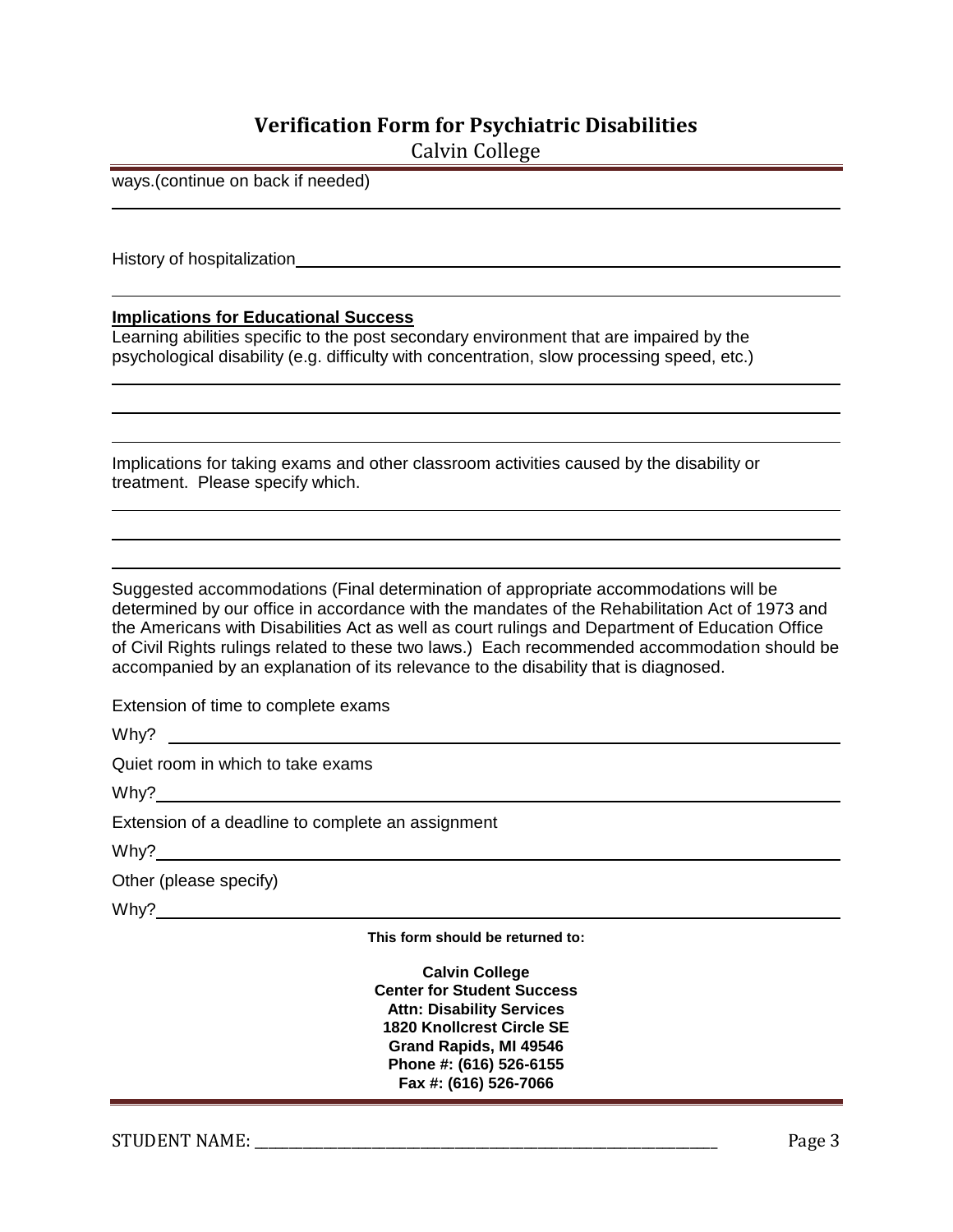ways.(continue on back if needed)

History of hospitalization

**Implications for Educational Success**

Learning abilities specific to the post secondary environment that are impaired by the psychological disability (e.g. difficulty with concentration, slow processing speed, etc.)

Implications for taking exams and other classroom activities caused by the disability or treatment. Please specify which.

Suggested accommodations (Final determination of appropriate accommodations will be determined by our office in accordance with the mandates of the Rehabilitation Act of 1973 and the Americans with Disabilities Act as well as court rulings and Department of Education Office of Civil Rights rulings related to these two laws.) Each recommended accommodation should be accompanied by an explanation of its relevance to the disability that is diagnosed.

Extension of time to complete exams

Why?

Quiet room in which to take exams

Why?

Extension of a deadline to complete an assignment

Why?

Other (please specify)

Why?

**This form should be returned to:**

**Calvin College**
**Center for Student Success**
**Attn: Disability Services**
**1820 Knollcrest Circle SE**
**Grand Rapids, MI 49546**
**Phone #: (616) 526-6155**
**Fax #: (616) 526-7066**

STUDENT NAME: ___________________________________________________________